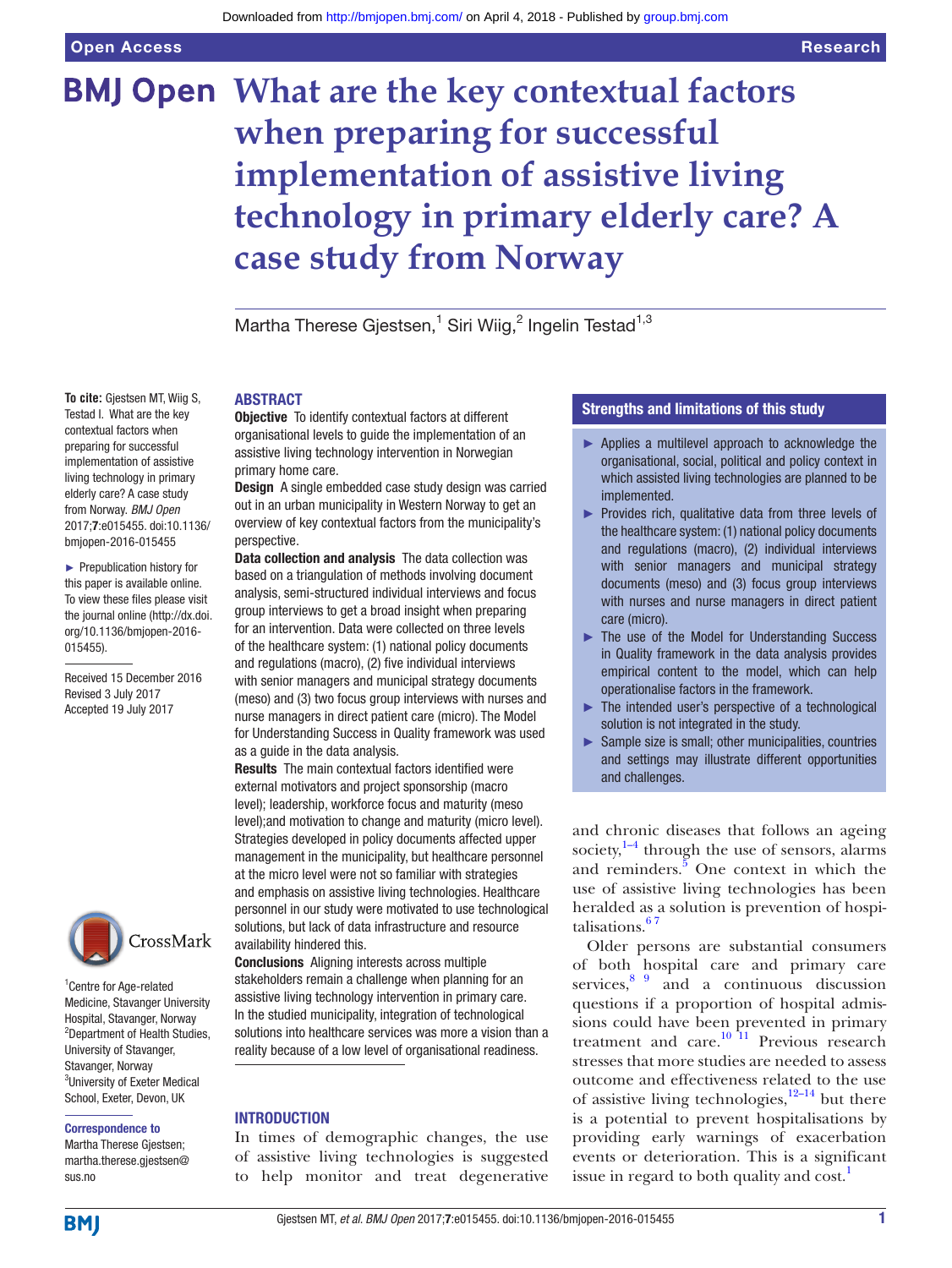# What are the key contextual factors when preparing for successful implementation of assistive living technology in primary elderly care? A case study from Norway

Martha Therese Gjestsen,[1] Siri Wiig,[2] Ingelin Testad[1,3]

**To cite:** Gjestsen MT, Wiig S, Testad I. What are the key contextual factors when preparing for successful implementation of assistive living technology in primary elderly care? A case study from Norway. *BMJ Open* 2017;**7**:e015455. doi:10.1136/bmjopen-2016-015455

► Prepublication history for this paper is available online. To view these files please visit the journal online (http://dx.doi.org/10.1136/bmjopen-2016-015455).

Received 15 December 2016
Revised 3 July 2017
Accepted 19 July 2017

[1]Centre for Age-related Medicine, Stavanger University Hospital, Stavanger, Norway
[2]Department of Health Studies, University of Stavanger, Stavanger, Norway
[3]University of Exeter Medical School, Exeter, Devon, UK

**Correspondence to**
Martha Therese Gjestsen; martha.therese.gjestsen@sus.no

## ABSTRACT

**Objective** To identify contextual factors at different organisational levels to guide the implementation of an assistive living technology intervention in Norwegian primary home care.

**Design** A single embedded case study design was carried out in an urban municipality in Western Norway to get an overview of key contextual factors from the municipality's perspective.

**Data collection and analysis** The data collection was based on a triangulation of methods involving document analysis, semi-structured individual interviews and focus group interviews to get a broad insight when preparing for an intervention. Data were collected on three levels of the healthcare system: (1) national policy documents and regulations (macro), (2) five individual interviews with senior managers and municipal strategy documents (meso) and (3) two focus group interviews with nurses and nurse managers in direct patient care (micro). The Model for Understanding Success in Quality framework was used as a guide in the data analysis.

**Results** The main contextual factors identified were external motivators and project sponsorship (macro level); leadership, workforce focus and maturity (meso level);and motivation to change and maturity (micro level). Strategies developed in policy documents affected upper management in the municipality, but healthcare personnel at the micro level were not so familiar with strategies and emphasis on assistive living technologies. Healthcare personnel in our study were motivated to use technological solutions, but lack of data infrastructure and resource availability hindered this.

**Conclusions** Aligning interests across multiple stakeholders remain a challenge when planning for an assistive living technology intervention in primary care. In the studied municipality, integration of technological solutions into healthcare services was more a vision than a reality because of a low level of organisational readiness.

### Strengths and limitations of this study

- ► Applies a multilevel approach to acknowledge the organisational, social, political and policy context in which assisted living technologies are planned to be implemented.
- ► Provides rich, qualitative data from three levels of the healthcare system: (1) national policy documents and regulations (macro), (2) individual interviews with senior managers and municipal strategy documents (meso) and (3) focus group interviews with nurses and nurse managers in direct patient care (micro).
- ► The use of the Model for Understanding Success in Quality framework in the data analysis provides empirical content to the model, which can help operationalise factors in the framework.
- ► The intended user's perspective of a technological solution is not integrated in the study.
- ► Sample size is small; other municipalities, countries and settings may illustrate different opportunities and challenges.

## INTRODUCTION

In times of demographic changes, the use of assistive living technologies is suggested to help monitor and treat degenerative and chronic diseases that follows an ageing society,[1–4] through the use of sensors, alarms and reminders.[5] One context in which the use of assistive living technologies has been heralded as a solution is prevention of hospitalisations.[6 7]

Older persons are substantial consumers of both hospital care and primary care services,[8 9] and a continuous discussion questions if a proportion of hospital admissions could have been prevented in primary treatment and care.[10 11] Previous research stresses that more studies are needed to assess outcome and effectiveness related to the use of assistive living technologies,[12–14] but there is a potential to prevent hospitalisations by providing early warnings of exacerbation events or deterioration. This is a significant issue in regard to both quality and cost.[1]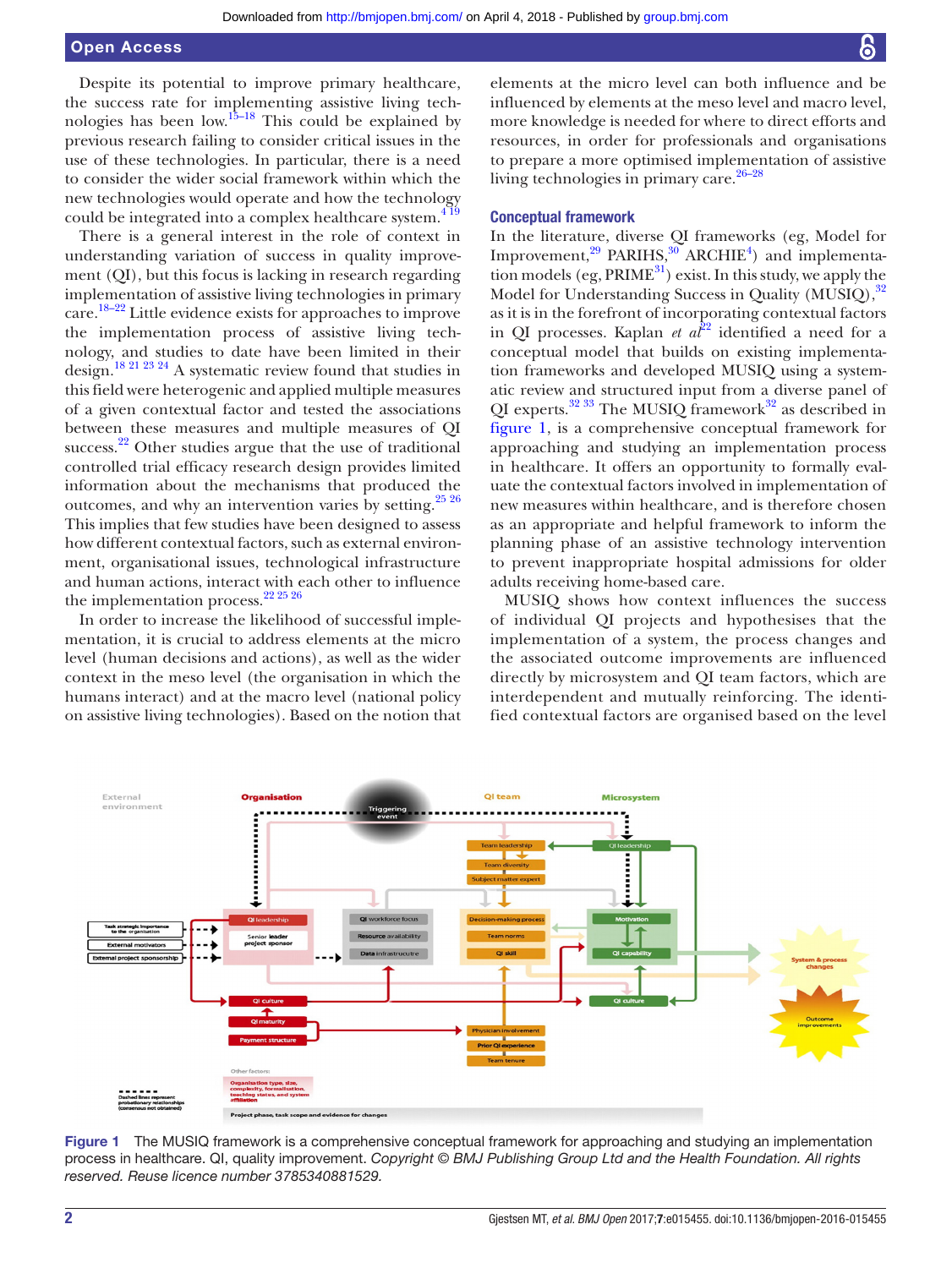Despite its potential to improve primary healthcare, the success rate for implementing assistive living technologies has been low.[15–18] This could be explained by previous research failing to consider critical issues in the use of these technologies. In particular, there is a need to consider the wider social framework within which the new technologies would operate and how the technology could be integrated into a complex healthcare system.[4 19]

There is a general interest in the role of context in understanding variation of success in quality improvement (QI), but this focus is lacking in research regarding implementation of assistive living technologies in primary care.[18–22] Little evidence exists for approaches to improve the implementation process of assistive living technology, and studies to date have been limited in their design.[18 21 23 24] A systematic review found that studies in this field were heterogenic and applied multiple measures of a given contextual factor and tested the associations between these measures and multiple measures of QI success.[22] Other studies argue that the use of traditional controlled trial efficacy research design provides limited information about the mechanisms that produced the outcomes, and why an intervention varies by setting.[25 26] This implies that few studies have been designed to assess how different contextual factors, such as external environment, organisational issues, technological infrastructure and human actions, interact with each other to influence the implementation process.[22 25 26]

In order to increase the likelihood of successful implementation, it is crucial to address elements at the micro level (human decisions and actions), as well as the wider context in the meso level (the organisation in which the humans interact) and at the macro level (national policy on assistive living technologies). Based on the notion that elements at the micro level can both influence and be influenced by elements at the meso level and macro level, more knowledge is needed for where to direct efforts and resources, in order for professionals and organisations to prepare a more optimised implementation of assistive living technologies in primary care.[26–28]

## Conceptual framework

In the literature, diverse QI frameworks (eg, Model for Improvement,[29] PARIHS,[30] ARCHIE[4]) and implementation models (eg, PRIME[31]) exist. In this study, we apply the Model for Understanding Success in Quality (MUSIQ),[32] as it is in the forefront of incorporating contextual factors in QI processes. Kaplan *et al*[22] identified a need for a conceptual model that builds on existing implementation frameworks and developed MUSIQ using a systematic review and structured input from a diverse panel of QI experts.[32 33] The MUSIQ framework[32] as described in figure 1, is a comprehensive conceptual framework for approaching and studying an implementation process in healthcare. It offers an opportunity to formally evaluate the contextual factors involved in implementation of new measures within healthcare, and is therefore chosen as an appropriate and helpful framework to inform the planning phase of an assistive technology intervention to prevent inappropriate hospital admissions for older adults receiving home-based care.

MUSIQ shows how context influences the success of individual QI projects and hypothesises that the implementation of a system, the process changes and the associated outcome improvements are influenced directly by microsystem and QI team factors, which are interdependent and mutually reinforcing. The identified contextual factors are organised based on the level

**Figure 1** The MUSIQ framework is a comprehensive conceptual framework for approaching and studying an implementation process in healthcare. QI, quality improvement. *Copyright © BMJ Publishing Group Ltd and the Health Foundation. All rights reserved. Reuse licence number 3785340881529.*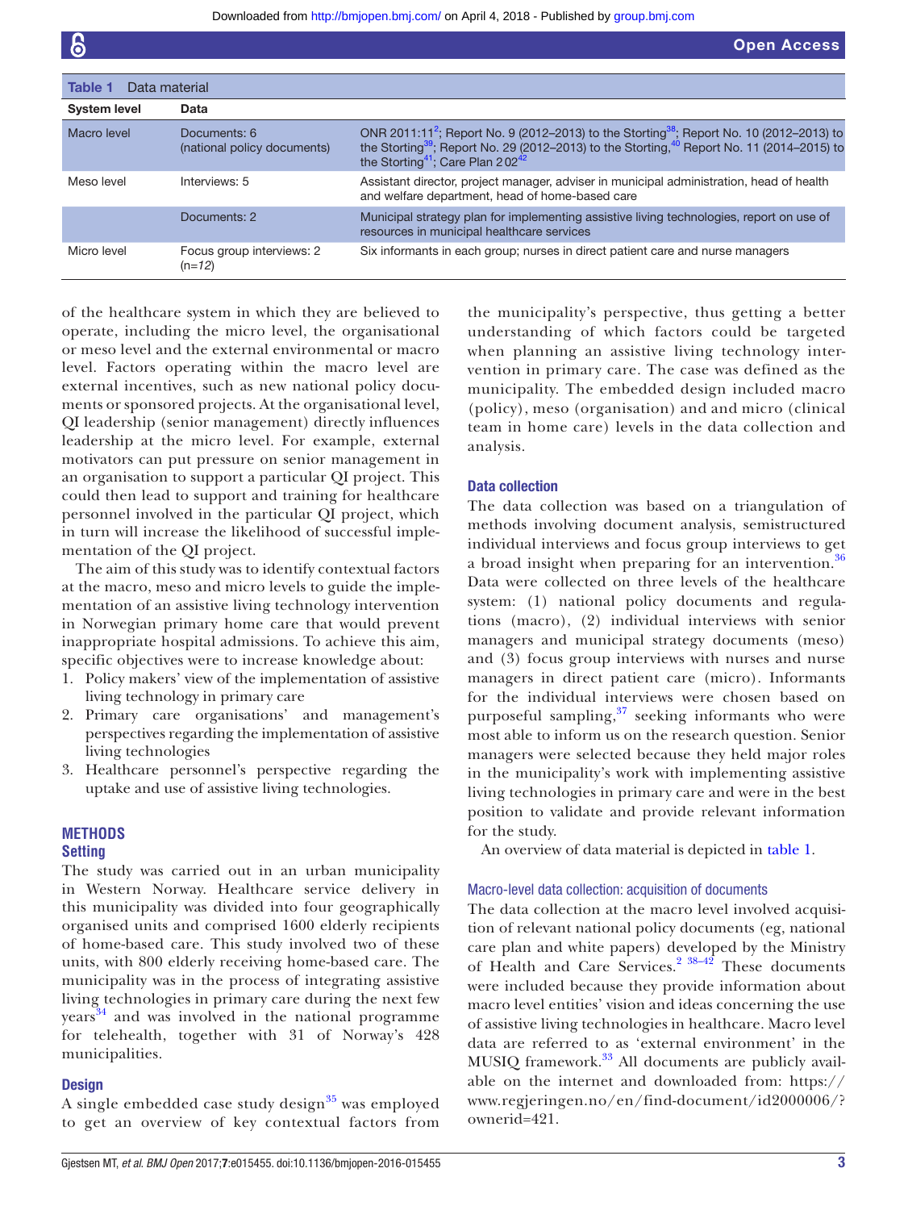**Table 1** Data material

| System level | Data | |
|---|---|---|
| Macro level | Documents: 6 (national policy documents) | ONR 2011:11[2]; Report No. 9 (2012–2013) to the Storting[38]; Report No. 10 (2012–2013) to the Storting[39]; Report No. 29 (2012–2013) to the Storting,[40] Report No. 11 (2014–2015) to the Storting[41]; Care Plan 2 02[42] |
| Meso level | Interviews: 5 | Assistant director, project manager, adviser in municipal administration, head of health and welfare department, head of home-based care |
| | Documents: 2 | Municipal strategy plan for implementing assistive living technologies, report on use of resources in municipal healthcare services |
| Micro level | Focus group interviews: 2 (n=*12*) | Six informants in each group; nurses in direct patient care and nurse managers |

of the healthcare system in which they are believed to operate, including the micro level, the organisational or meso level and the external environmental or macro level. Factors operating within the macro level are external incentives, such as new national policy documents or sponsored projects. At the organisational level, QI leadership (senior management) directly influences leadership at the micro level. For example, external motivators can put pressure on senior management in an organisation to support a particular QI project. This could then lead to support and training for healthcare personnel involved in the particular QI project, which in turn will increase the likelihood of successful implementation of the QI project.

The aim of this study was to identify contextual factors at the macro, meso and micro levels to guide the implementation of an assistive living technology intervention in Norwegian primary home care that would prevent inappropriate hospital admissions. To achieve this aim, specific objectives were to increase knowledge about:

1. Policy makers' view of the implementation of assistive living technology in primary care
2. Primary care organisations' and management's perspectives regarding the implementation of assistive living technologies
3. Healthcare personnel's perspective regarding the uptake and use of assistive living technologies.

## METHODS

### Setting

The study was carried out in an urban municipality in Western Norway. Healthcare service delivery in this municipality was divided into four geographically organised units and comprised 1600 elderly recipients of home-based care. This study involved two of these units, with 800 elderly receiving home-based care. The municipality was in the process of integrating assistive living technologies in primary care during the next few years[34] and was involved in the national programme for telehealth, together with 31 of Norway's 428 municipalities.

### Design

A single embedded case study design[35] was employed to get an overview of key contextual factors from the municipality's perspective, thus getting a better understanding of which factors could be targeted when planning an assistive living technology intervention in primary care. The case was defined as the municipality. The embedded design included macro (policy), meso (organisation) and and micro (clinical team in home care) levels in the data collection and analysis.

### Data collection

The data collection was based on a triangulation of methods involving document analysis, semistructured individual interviews and focus group interviews to get a broad insight when preparing for an intervention.[36] Data were collected on three levels of the healthcare system: (1) national policy documents and regulations (macro), (2) individual interviews with senior managers and municipal strategy documents (meso) and (3) focus group interviews with nurses and nurse managers in direct patient care (micro). Informants for the individual interviews were chosen based on purposeful sampling,[37] seeking informants who were most able to inform us on the research question. Senior managers were selected because they held major roles in the municipality's work with implementing assistive living technologies in primary care and were in the best position to validate and provide relevant information for the study.

An overview of data material is depicted in table 1.

#### Macro-level data collection: acquisition of documents

The data collection at the macro level involved acquisition of relevant national policy documents (eg, national care plan and white papers) developed by the Ministry of Health and Care Services.[2 38–42] These documents were included because they provide information about macro level entities' vision and ideas concerning the use of assistive living technologies in healthcare. Macro level data are referred to as 'external environment' in the MUSIQ framework.[33] All documents are publicly available on the internet and downloaded from: https://www.regjeringen.no/en/find-document/id2000006/?ownerid=421.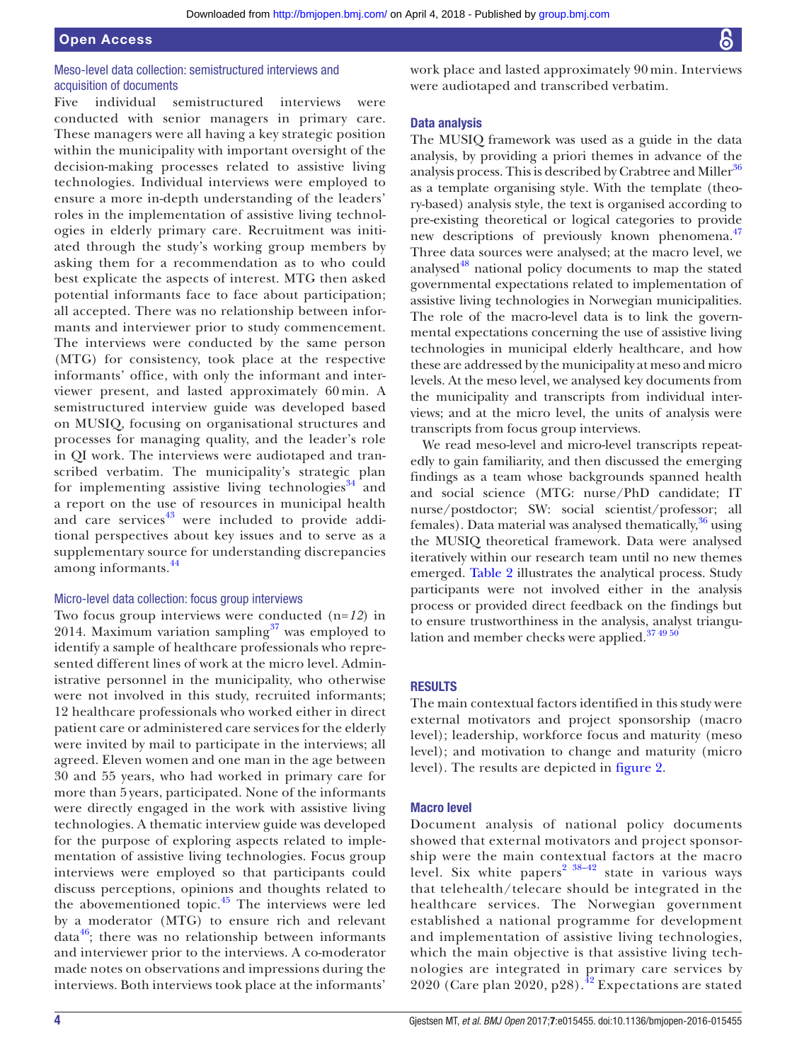### Meso-level data collection: semistructured interviews and acquisition of documents

Five individual semistructured interviews were conducted with senior managers in primary care. These managers were all having a key strategic position within the municipality with important oversight of the decision-making processes related to assistive living technologies. Individual interviews were employed to ensure a more in-depth understanding of the leaders' roles in the implementation of assistive living technologies in elderly primary care. Recruitment was initiated through the study's working group members by asking them for a recommendation as to who could best explicate the aspects of interest. MTG then asked potential informants face to face about participation; all accepted. There was no relationship between informants and interviewer prior to study commencement. The interviews were conducted by the same person (MTG) for consistency, took place at the respective informants' office, with only the informant and interviewer present, and lasted approximately 60 min. A semistructured interview guide was developed based on MUSIQ, focusing on organisational structures and processes for managing quality, and the leader's role in QI work. The interviews were audiotaped and transcribed verbatim. The municipality's strategic plan for implementing assistive living technologies[34] and a report on the use of resources in municipal health and care services[43] were included to provide additional perspectives about key issues and to serve as a supplementary source for understanding discrepancies among informants.[44]

### Micro-level data collection: focus group interviews

Two focus group interviews were conducted (n=*12*) in 2014. Maximum variation sampling[37] was employed to identify a sample of healthcare professionals who represented different lines of work at the micro level. Administrative personnel in the municipality, who otherwise were not involved in this study, recruited informants; 12 healthcare professionals who worked either in direct patient care or administered care services for the elderly were invited by mail to participate in the interviews; all agreed. Eleven women and one man in the age between 30 and 55 years, who had worked in primary care for more than 5 years, participated. None of the informants were directly engaged in the work with assistive living technologies. A thematic interview guide was developed for the purpose of exploring aspects related to implementation of assistive living technologies. Focus group interviews were employed so that participants could discuss perceptions, opinions and thoughts related to the abovementioned topic.[45] The interviews were led by a moderator (MTG) to ensure rich and relevant data[46]; there was no relationship between informants and interviewer prior to the interviews. A co-moderator made notes on observations and impressions during the interviews. Both interviews took place at the informants' work place and lasted approximately 90 min. Interviews were audiotaped and transcribed verbatim.

### Data analysis

The MUSIQ framework was used as a guide in the data analysis, by providing a priori themes in advance of the analysis process. This is described by Crabtree and Miller[36] as a template organising style. With the template (theory-based) analysis style, the text is organised according to pre-existing theoretical or logical categories to provide new descriptions of previously known phenomena.[47] Three data sources were analysed; at the macro level, we analysed[48] national policy documents to map the stated governmental expectations related to implementation of assistive living technologies in Norwegian municipalities. The role of the macro-level data is to link the governmental expectations concerning the use of assistive living technologies in municipal elderly healthcare, and how these are addressed by the municipality at meso and micro levels. At the meso level, we analysed key documents from the municipality and transcripts from individual interviews; and at the micro level, the units of analysis were transcripts from focus group interviews.

We read meso-level and micro-level transcripts repeatedly to gain familiarity, and then discussed the emerging findings as a team whose backgrounds spanned health and social science (MTG: nurse/PhD candidate; IT nurse/postdoctor; SW: social scientist/professor; all females). Data material was analysed thematically,[36] using the MUSIQ theoretical framework. Data were analysed iteratively within our research team until no new themes emerged. Table 2 illustrates the analytical process. Study participants were not involved either in the analysis process or provided direct feedback on the findings but to ensure trustworthiness in the analysis, analyst triangulation and member checks were applied.[37 49 50]

## RESULTS

The main contextual factors identified in this study were external motivators and project sponsorship (macro level); leadership, workforce focus and maturity (meso level); and motivation to change and maturity (micro level). The results are depicted in figure 2.

### Macro level

Document analysis of national policy documents showed that external motivators and project sponsorship were the main contextual factors at the macro level. Six white papers[2 38–42] state in various ways that telehealth/telecare should be integrated in the healthcare services. The Norwegian government established a national programme for development and implementation of assistive living technologies, which the main objective is that assistive living technologies are integrated in primary care services by 2020 (Care plan 2020, p28).[42] Expectations are stated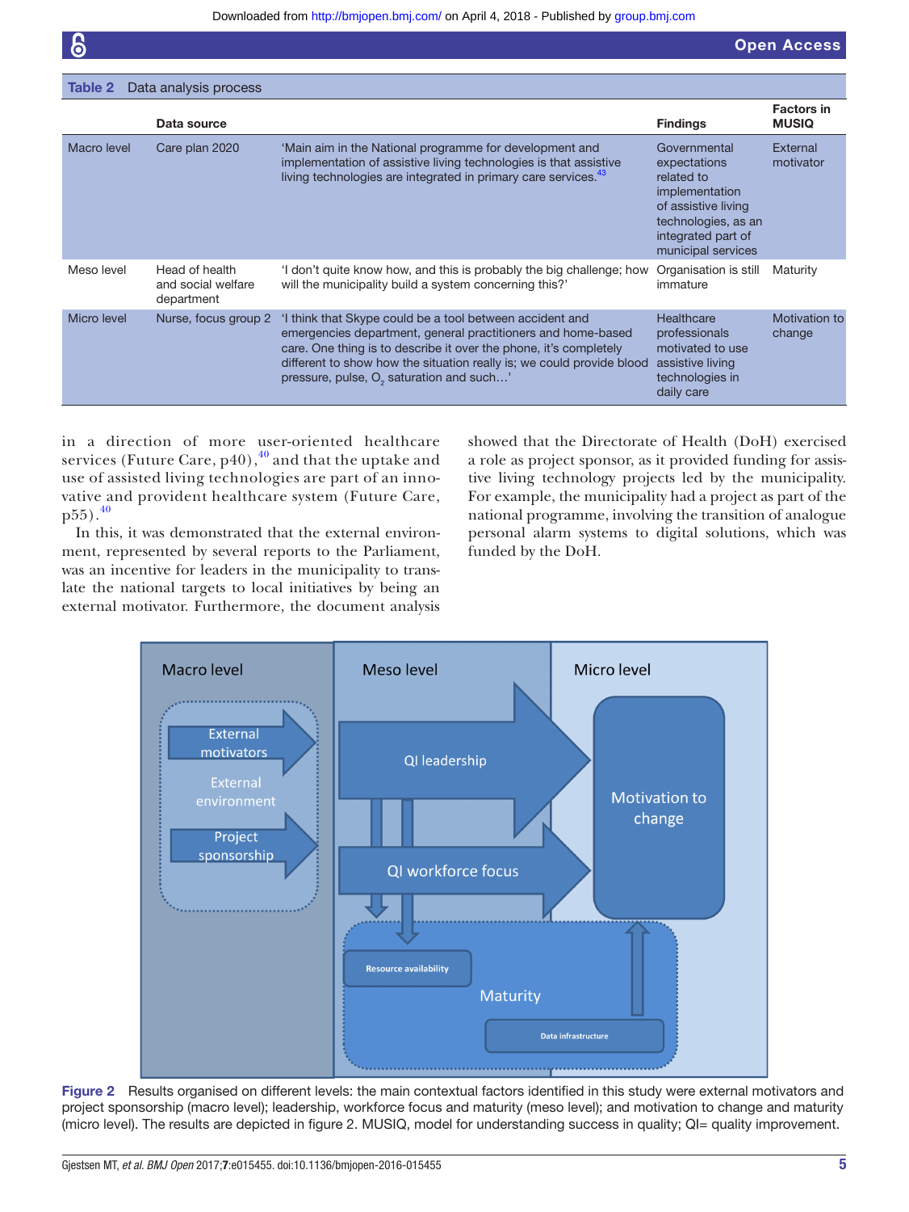**Table 2** Data analysis process

| | Data source | | Findings | Factors in MUSIQ |
|---|---|---|---|---|
| Macro level | Care plan 2020 | 'Main aim in the National programme for development and implementation of assistive living technologies is that assistive living technologies are integrated in primary care services.[43] | Governmental expectations related to implementation of assistive living technologies, as an integrated part of municipal services | External motivator |
| Meso level | Head of health and social welfare department | 'I don't quite know how, and this is probably the big challenge; how will the municipality build a system concerning this?' | Organisation is still immature | Maturity |
| Micro level | Nurse, focus group 2 | 'I think that Skype could be a tool between accident and emergencies department, general practitioners and home-based care. One thing is to describe it over the phone, it's completely different to show how the situation really is; we could provide blood pressure, pulse, $O_2$ saturation and such…' | Healthcare professionals motivated to use assistive living technologies in daily care | Motivation to change |

in a direction of more user-oriented healthcare services (Future Care, p40),[40] and that the uptake and use of assisted living technologies are part of an innovative and provident healthcare system (Future Care, p55).[40]

In this, it was demonstrated that the external environment, represented by several reports to the Parliament, was an incentive for leaders in the municipality to translate the national targets to local initiatives by being an external motivator. Furthermore, the document analysis showed that the Directorate of Health (DoH) exercised a role as project sponsor, as it provided funding for assistive living technology projects led by the municipality. For example, the municipality had a project as part of the national programme, involving the transition of analogue personal alarm systems to digital solutions, which was funded by the DoH.

**Figure 2** Results organised on different levels: the main contextual factors identified in this study were external motivators and project sponsorship (macro level); leadership, workforce focus and maturity (meso level); and motivation to change and maturity (micro level). The results are depicted in figure 2. MUSIQ, model for understanding success in quality; QI= quality improvement.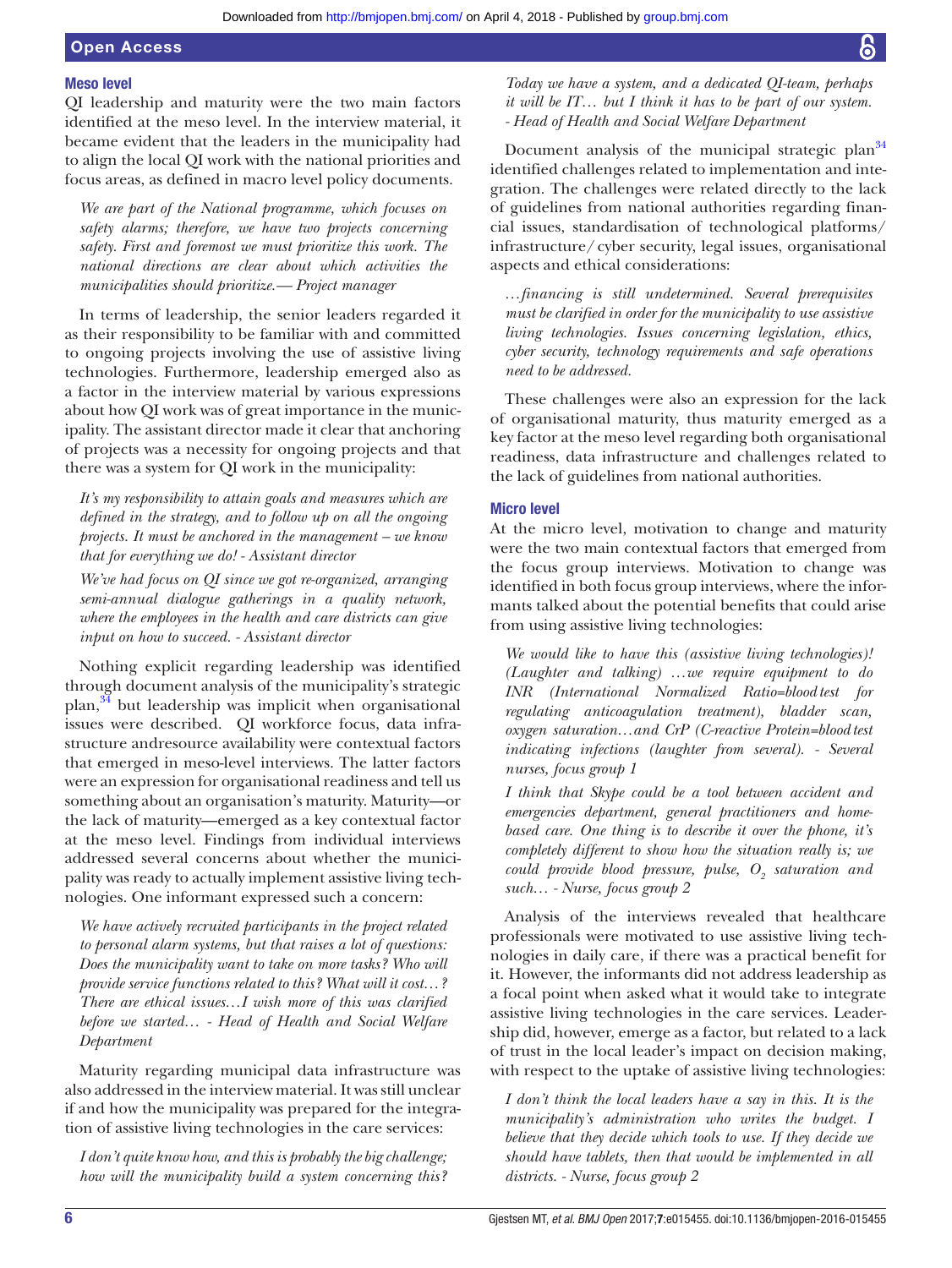### Meso level

QI leadership and maturity were the two main factors identified at the meso level. In the interview material, it became evident that the leaders in the municipality had to align the local QI work with the national priorities and focus areas, as defined in macro level policy documents.

> *We are part of the National programme, which focuses on safety alarms; therefore, we have two projects concerning safety. First and foremost we must prioritize this work. The national directions are clear about which activities the municipalities should prioritize.— Project manager*

In terms of leadership, the senior leaders regarded it as their responsibility to be familiar with and committed to ongoing projects involving the use of assistive living technologies. Furthermore, leadership emerged also as a factor in the interview material by various expressions about how QI work was of great importance in the municipality. The assistant director made it clear that anchoring of projects was a necessity for ongoing projects and that there was a system for QI work in the municipality:

> *It's my responsibility to attain goals and measures which are defined in the strategy, and to follow up on all the ongoing projects. It must be anchored in the management – we know that for everything we do! - Assistant director*

> *We've had focus on QI since we got re-organized, arranging semi-annual dialogue gatherings in a quality network, where the employees in the health and care districts can give input on how to succeed. - Assistant director*

Nothing explicit regarding leadership was identified through document analysis of the municipality's strategic plan,[34] but leadership was implicit when organisational issues were described. QI workforce focus, data infrastructure andresource availability were contextual factors that emerged in meso-level interviews. The latter factors were an expression for organisational readiness and tell us something about an organisation's maturity. Maturity—or the lack of maturity—emerged as a key contextual factor at the meso level. Findings from individual interviews addressed several concerns about whether the municipality was ready to actually implement assistive living technologies. One informant expressed such a concern:

> *We have actively recruited participants in the project related to personal alarm systems, but that raises a lot of questions: Does the municipality want to take on more tasks? Who will provide service functions related to this? What will it cost…? There are ethical issues…I wish more of this was clarified before we started… - Head of Health and Social Welfare Department*

Maturity regarding municipal data infrastructure was also addressed in the interview material. It was still unclear if and how the municipality was prepared for the integration of assistive living technologies in the care services:

> *I don't quite know how, and this is probably the big challenge; how will the municipality build a system concerning this? Today we have a system, and a dedicated QI-team, perhaps it will be IT… but I think it has to be part of our system. - Head of Health and Social Welfare Department*

Document analysis of the municipal strategic plan[34] identified challenges related to implementation and integration. The challenges were related directly to the lack of guidelines from national authorities regarding financial issues, standardisation of technological platforms/infrastructure/cyber security, legal issues, organisational aspects and ethical considerations:

> *…financing is still undetermined. Several prerequisites must be clarified in order for the municipality to use assistive living technologies. Issues concerning legislation, ethics, cyber security, technology requirements and safe operations need to be addressed.*

These challenges were also an expression for the lack of organisational maturity, thus maturity emerged as a key factor at the meso level regarding both organisational readiness, data infrastructure and challenges related to the lack of guidelines from national authorities.

### Micro level

At the micro level, motivation to change and maturity were the two main contextual factors that emerged from the focus group interviews. Motivation to change was identified in both focus group interviews, where the informants talked about the potential benefits that could arise from using assistive living technologies:

> *We would like to have this (assistive living technologies)! (Laughter and talking) …we require equipment to do INR (International Normalized Ratio=blood test for regulating anticoagulation treatment), bladder scan, oxygen saturation…and CrP (C-reactive Protein=blood test indicating infections (laughter from several). - Several nurses, focus group 1*

> *I think that Skype could be a tool between accident and emergencies department, general practitioners and home-based care. One thing is to describe it over the phone, it's completely different to show how the situation really is; we could provide blood pressure, pulse, $O_2$ saturation and such… - Nurse, focus group 2*

Analysis of the interviews revealed that healthcare professionals were motivated to use assistive living technologies in daily care, if there was a practical benefit for it. However, the informants did not address leadership as a focal point when asked what it would take to integrate assistive living technologies in the care services. Leadership did, however, emerge as a factor, but related to a lack of trust in the local leader's impact on decision making, with respect to the uptake of assistive living technologies:

> *I don't think the local leaders have a say in this. It is the municipality's administration who writes the budget. I believe that they decide which tools to use. If they decide we should have tablets, then that would be implemented in all districts. - Nurse, focus group 2*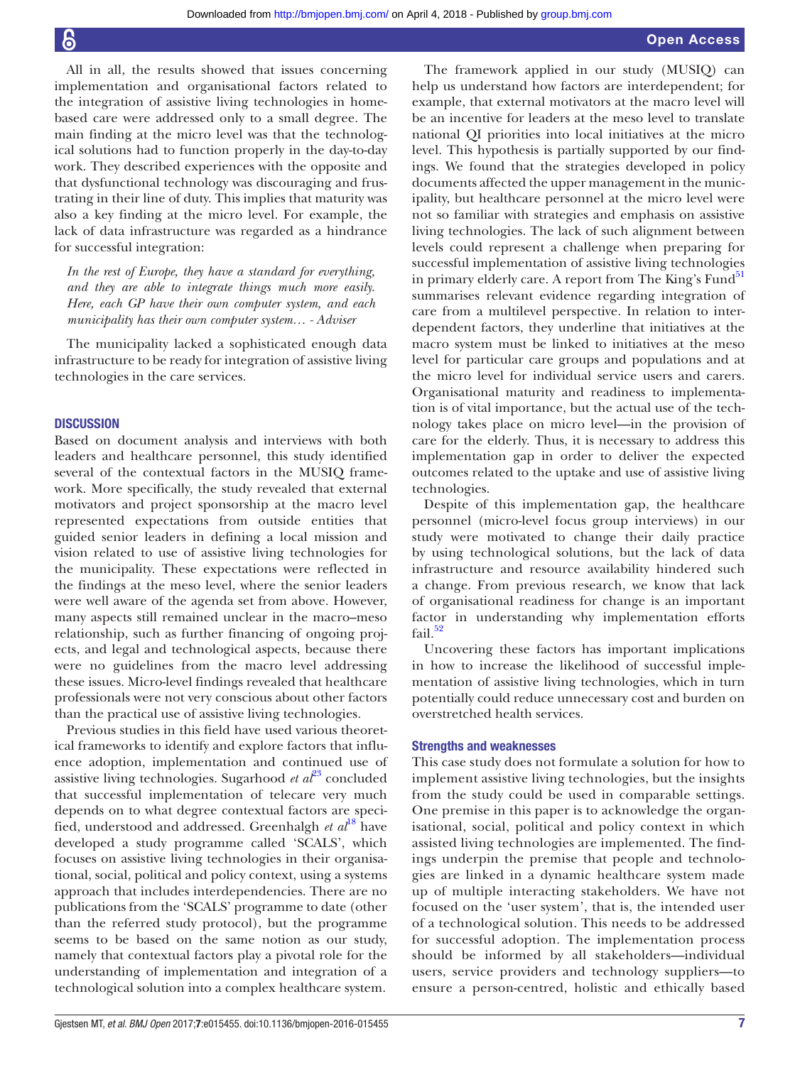All in all, the results showed that issues concerning implementation and organisational factors related to the integration of assistive living technologies in home-based care were addressed only to a small degree. The main finding at the micro level was that the technological solutions had to function properly in the day-to-day work. They described experiences with the opposite and that dysfunctional technology was discouraging and frustrating in their line of duty. This implies that maturity was also a key finding at the micro level. For example, the lack of data infrastructure was regarded as a hindrance for successful integration:

> *In the rest of Europe, they have a standard for everything, and they are able to integrate things much more easily. Here, each GP have their own computer system, and each municipality has their own computer system… - Adviser*

The municipality lacked a sophisticated enough data infrastructure to be ready for integration of assistive living technologies in the care services.

## DISCUSSION

Based on document analysis and interviews with both leaders and healthcare personnel, this study identified several of the contextual factors in the MUSIQ framework. More specifically, the study revealed that external motivators and project sponsorship at the macro level represented expectations from outside entities that guided senior leaders in defining a local mission and vision related to use of assistive living technologies for the municipality. These expectations were reflected in the findings at the meso level, where the senior leaders were well aware of the agenda set from above. However, many aspects still remained unclear in the macro–meso relationship, such as further financing of ongoing projects, and legal and technological aspects, because there were no guidelines from the macro level addressing these issues. Micro-level findings revealed that healthcare professionals were not very conscious about other factors than the practical use of assistive living technologies.

Previous studies in this field have used various theoretical frameworks to identify and explore factors that influence adoption, implementation and continued use of assistive living technologies. Sugarhood *et al*[23] concluded that successful implementation of telecare very much depends on to what degree contextual factors are specified, understood and addressed. Greenhalgh *et al*[18] have developed a study programme called 'SCALS', which focuses on assistive living technologies in their organisational, social, political and policy context, using a systems approach that includes interdependencies. There are no publications from the 'SCALS' programme to date (other than the referred study protocol), but the programme seems to be based on the same notion as our study, namely that contextual factors play a pivotal role for the understanding of implementation and integration of a technological solution into a complex healthcare system.

The framework applied in our study (MUSIQ) can help us understand how factors are interdependent; for example, that external motivators at the macro level will be an incentive for leaders at the meso level to translate national QI priorities into local initiatives at the micro level. This hypothesis is partially supported by our findings. We found that the strategies developed in policy documents affected the upper management in the municipality, but healthcare personnel at the micro level were not so familiar with strategies and emphasis on assistive living technologies. The lack of such alignment between levels could represent a challenge when preparing for successful implementation of assistive living technologies in primary elderly care. A report from The King's Fund[51] summarises relevant evidence regarding integration of care from a multilevel perspective. In relation to interdependent factors, they underline that initiatives at the macro system must be linked to initiatives at the meso level for particular care groups and populations and at the micro level for individual service users and carers. Organisational maturity and readiness to implementation is of vital importance, but the actual use of the technology takes place on micro level—in the provision of care for the elderly. Thus, it is necessary to address this implementation gap in order to deliver the expected outcomes related to the uptake and use of assistive living technologies.

Despite of this implementation gap, the healthcare personnel (micro-level focus group interviews) in our study were motivated to change their daily practice by using technological solutions, but the lack of data infrastructure and resource availability hindered such a change. From previous research, we know that lack of organisational readiness for change is an important factor in understanding why implementation efforts fail.[52]

Uncovering these factors has important implications in how to increase the likelihood of successful implementation of assistive living technologies, which in turn potentially could reduce unnecessary cost and burden on overstretched health services.

### Strengths and weaknesses

This case study does not formulate a solution for how to implement assistive living technologies, but the insights from the study could be used in comparable settings. One premise in this paper is to acknowledge the organisational, social, political and policy context in which assisted living technologies are implemented. The findings underpin the premise that people and technologies are linked in a dynamic healthcare system made up of multiple interacting stakeholders. We have not focused on the 'user system', that is, the intended user of a technological solution. This needs to be addressed for successful adoption. The implementation process should be informed by all stakeholders—individual users, service providers and technology suppliers—to ensure a person-centred, holistic and ethically based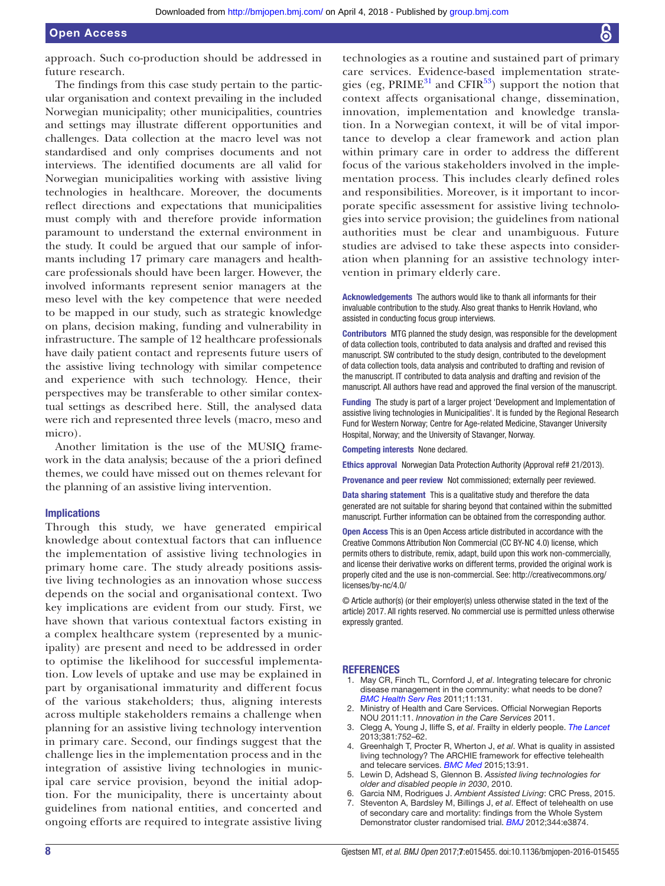approach. Such co-production should be addressed in future research.

The findings from this case study pertain to the particular organisation and context prevailing in the included Norwegian municipality; other municipalities, countries and settings may illustrate different opportunities and challenges. Data collection at the macro level was not standardised and only comprises documents and not interviews. The identified documents are all valid for Norwegian municipalities working with assistive living technologies in healthcare. Moreover, the documents reflect directions and expectations that municipalities must comply with and therefore provide information paramount to understand the external environment in the study. It could be argued that our sample of informants including 17 primary care managers and healthcare professionals should have been larger. However, the involved informants represent senior managers at the meso level with the key competence that were needed to be mapped in our study, such as strategic knowledge on plans, decision making, funding and vulnerability in infrastructure. The sample of 12 healthcare professionals have daily patient contact and represents future users of the assistive living technology with similar competence and experience with such technology. Hence, their perspectives may be transferable to other similar contextual settings as described here. Still, the analysed data were rich and represented three levels (macro, meso and micro).

Another limitation is the use of the MUSIQ framework in the data analysis; because of the a priori defined themes, we could have missed out on themes relevant for the planning of an assistive living intervention.

## Implications

Through this study, we have generated empirical knowledge about contextual factors that can influence the implementation of assistive living technologies in primary home care. The study already positions assistive living technologies as an innovation whose success depends on the social and organisational context. Two key implications are evident from our study. First, we have shown that various contextual factors existing in a complex healthcare system (represented by a municipality) are present and need to be addressed in order to optimise the likelihood for successful implementation. Low levels of uptake and use may be explained in part by organisational immaturity and different focus of the various stakeholders; thus, aligning interests across multiple stakeholders remains a challenge when planning for an assistive living technology intervention in primary care. Second, our findings suggest that the challenge lies in the implementation process and in the integration of assistive living technologies in municipal care service provision, beyond the initial adoption. For the municipality, there is uncertainty about guidelines from national entities, and concerted and ongoing efforts are required to integrate assistive living technologies as a routine and sustained part of primary care services. Evidence-based implementation strategies (eg, PRIME[31] and CFIR[53]) support the notion that context affects organisational change, dissemination, innovation, implementation and knowledge translation. In a Norwegian context, it will be of vital importance to develop a clear framework and action plan within primary care in order to address the different focus of the various stakeholders involved in the implementation process. This includes clearly defined roles and responsibilities. Moreover, is it important to incorporate specific assessment for assistive living technologies into service provision; the guidelines from national authorities must be clear and unambiguous. Future studies are advised to take these aspects into consideration when planning for an assistive technology intervention in primary elderly care.

**Acknowledgements** The authors would like to thank all informants for their invaluable contribution to the study. Also great thanks to Henrik Hovland, who assisted in conducting focus group interviews.

**Contributors** MTG planned the study design, was responsible for the development of data collection tools, contributed to data analysis and drafted and revised this manuscript. SW contributed to the study design, contributed to the development of data collection tools, data analysis and contributed to drafting and revision of the manuscript. IT contributed to data analysis and drafting and revision of the manuscript. All authors have read and approved the final version of the manuscript.

**Funding** The study is part of a larger project 'Development and Implementation of assistive living technologies in Municipalities'. It is funded by the Regional Research Fund for Western Norway; Centre for Age-related Medicine, Stavanger University Hospital, Norway; and the University of Stavanger, Norway.

**Competing interests** None declared.

**Ethics approval** Norwegian Data Protection Authority (Approval ref# 21/2013).

**Provenance and peer review** Not commissioned; externally peer reviewed.

**Data sharing statement** This is a qualitative study and therefore the data generated are not suitable for sharing beyond that contained within the submitted manuscript. Further information can be obtained from the corresponding author.

**Open Access** This is an Open Access article distributed in accordance with the Creative Commons Attribution Non Commercial (CC BY-NC 4.0) license, which permits others to distribute, remix, adapt, build upon this work non-commercially, and license their derivative works on different terms, provided the original work is properly cited and the use is non-commercial. See: http://creativecommons.org/licenses/by-nc/4.0/

© Article author(s) (or their employer(s) unless otherwise stated in the text of the article) 2017. All rights reserved. No commercial use is permitted unless otherwise expressly granted.

## REFERENCES

1. May CR, Finch TL, Cornford J, *et al*. Integrating telecare for chronic disease management in the community: what needs to be done? *BMC Health Serv Res* 2011;11:131.
2. Ministry of Health and Care Services. Official Norwegian Reports NOU 2011:11. *Innovation in the Care Services* 2011.
3. Clegg A, Young J, Iliffe S, *et al*. Frailty in elderly people. *The Lancet* 2013;381:752–62.
4. Greenhalgh T, Procter R, Wherton J, *et al*. What is quality in assisted living technology? The ARCHIE framework for effective telehealth and telecare services. *BMC Med* 2015;13:91.
5. Lewin D, Adshead S, Glennon B. *Assisted living technologies for older and disabled people in 2030*, 2010.
6. Garcia NM, Rodrigues J. *Ambient Assisted Living*: CRC Press, 2015.
7. Steventon A, Bardsley M, Billings J, *et al*. Effect of telehealth on use of secondary care and mortality: findings from the Whole System Demonstrator cluster randomised trial. *BMJ* 2012;344:e3874.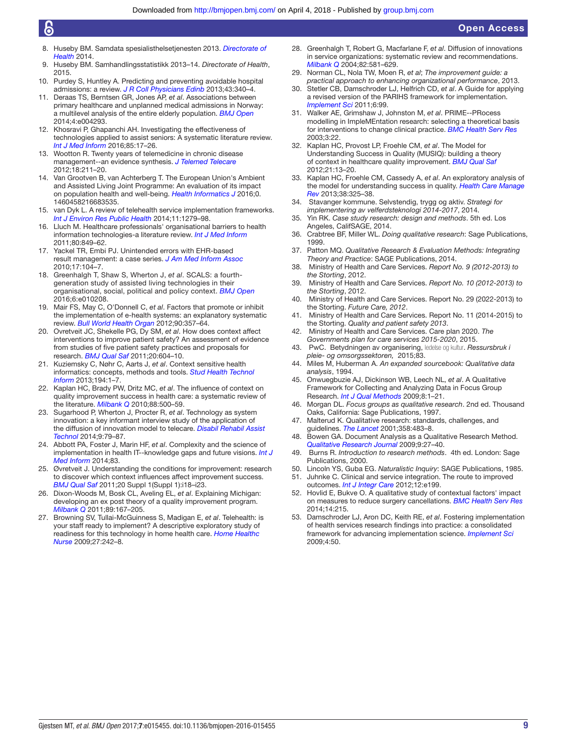8. Huseby BM. Samdata spesialisthelsetjenesten 2013. *Directorate of Health* 2014.
9. Huseby BM. Samhandlingsstatistikk 2013–14. *Directorate of Health*, 2015.
10. Purdey S, Huntley A. Predicting and preventing avoidable hospital admissions: a review. *J R Coll Physicians Edinb* 2013;43:340–4.
11. Deraas TS, Berntsen GR, Jones AP, *et al*. Associations between primary healthcare and unplanned medical admissions in Norway: a multilevel analysis of the entire elderly population. *BMJ Open* 2014;4:e004293.
12. Khosravi P, Ghapanchi AH. Investigating the effectiveness of technologies applied to assist seniors: A systematic literature review. *Int J Med Inform* 2016;85:17–26.
13. Wootton R. Twenty years of telemedicine in chronic disease management--an evidence synthesis. *J Telemed Telecare* 2012;18:211–20.
14. Van Grootven B, van Achterberg T. The European Union's Ambient and Assisted Living Joint Programme: An evaluation of its impact on population health and well-being. *Health Informatics J* 2016;0. 1460458216683535.
15. van Dyk L. A review of telehealth service implementation frameworks. *Int J Environ Res Public Health* 2014;11:1279–98.
16. Lluch M. Healthcare professionals' organisational barriers to health information technologies-a literature review. *Int J Med Inform* 2011;80:849–62.
17. Yackel TR, Embi PJ. Unintended errors with EHR-based result management: a case series. *J Am Med Inform Assoc* 2010;17:104–7.
18. Greenhalgh T, Shaw S, Wherton J, *et al*. SCALS: a fourth-generation study of assisted living technologies in their organisational, social, political and policy context. *BMJ Open* 2016;6:e010208.
19. Mair FS, May C, O'Donnell C, *et al*. Factors that promote or inhibit the implementation of e-health systems: an explanatory systematic review. *Bull World Health Organ* 2012;90:357–64.
20. Ovretveit JC, Shekelle PG, Dy SM, *et al*. How does context affect interventions to improve patient safety? An assessment of evidence from studies of five patient safety practices and proposals for research. *BMJ Qual Saf* 2011;20:604–10.
21. Kuziemsky C, Nøhr C, Aarts J, *et al*. Context sensitive health informatics: concepts, methods and tools. *Stud Health Technol Inform* 2013;194:1–7.
22. Kaplan HC, Brady PW, Dritz MC, *et al*. The influence of context on quality improvement success in health care: a systematic review of the literature. *Milbank Q* 2010;88:500–59.
23. Sugarhood P, Wherton J, Procter R, *et al*. Technology as system innovation: a key informant interview study of the application of the diffusion of innovation model to telecare. *Disabil Rehabil Assist Technol* 2014;9:79–87.
24. Abbott PA, Foster J, Marin HF, *et al*. Complexity and the science of implementation in health IT--knowledge gaps and future visions. *Int J Med Inform* 2014;83.
25. Øvretveit J. Understanding the conditions for improvement: research to discover which context influences affect improvement success. *BMJ Qual Saf* 2011;20 Suppl 1(Suppl 1):i18–i23.
26. Dixon-Woods M, Bosk CL, Aveling EL, *et al*. Explaining Michigan: developing an ex post theory of a quality improvement program. *Milbank Q* 2011;89:167–205.
27. Browning SV, Tullai-McGuinness S, Madigan E, *et al*. Telehealth: is your staff ready to implement? A descriptive exploratory study of readiness for this technology in home health care. *Home Healthc Nurse* 2009;27:242–8.
28. Greenhalgh T, Robert G, Macfarlane F, *et al*. Diffusion of innovations in service organizations: systematic review and recommendations. *Milbank Q* 2004;82:581–629.
29. Norman CL, Nola TW, Moen R, *et al*; *The improvement guide: a practical approach to enhancing organizational performance*, 2013.
30. Stetler CB, Damschroder LJ, Helfrich CD, *et al*. A Guide for applying a revised version of the PARIHS framework for implementation. *Implement Sci* 2011;6:99.
31. Walker AE, Grimshaw J, Johnston M, *et al*. PRIME--PRocess modelling in ImpleMEntation research: selecting a theoretical basis for interventions to change clinical practice. *BMC Health Serv Res* 2003;3:22.
32. Kaplan HC, Provost LP, Froehle CM, *et al*. The Model for Understanding Success in Quality (MUSIQ): building a theory of context in healthcare quality improvement. *BMJ Qual Saf* 2012;21:13–20.
33. Kaplan HC, Froehle CM, Cassedy A, *et al*. An exploratory analysis of the model for understanding success in quality. *Health Care Manage Rev* 2013;38:325–38.
34. Stavanger kommune. Selvstendig, trygg og aktiv. *Strategi for implementering av velferdsteknologi 2014-2017*, 2014.
35. Yin RK. *Case study research: design and methods*. 5th ed. Los Angeles, CalifSAGE, 2014.
36. Crabtree BF, Miller WL. *Doing qualitative research*: Sage Publications, 1999.
37. Patton MQ. *Qualitative Research & Evaluation Methods: Integrating Theory and Practice*: SAGE Publications, 2014.
38. Ministry of Health and Care Services. *Report No. 9 (2012-2013) to the Storting*, 2012.
39. Ministry of Health and Care Services. *Report No. 10 (2012-2013) to the Storting*, 2012.
40. Ministry of Health and Care Services. Report No. 29 (2022-2013) to the Storting. *Future Care, 2012*.
41. Ministry of Health and Care Services. Report No. 11 (2014-2015) to the Storting. *Quality and patient safety 2013*.
42. Ministry of Health and Care Services. Care plan 2020. *The Governments plan for care services 2015-2020*, 2015.
43. PwC. Betydningen av organisering, ledelse og kultur. *Ressursbruk i pleie- og omsorgssektoren,* 2015;83.
44. Miles M, Huberman A. *An expanded sourcebook: Qualitative data analysis*, 1994.
45. Onwuegbuzie AJ, Dickinson WB, Leech NL, *et al*. A Qualitative Framework for Collecting and Analyzing Data in Focus Group Research. *Int J Qual Methods* 2009;8:1–21.
46. Morgan DL. *Focus groups as qualitative research*. 2nd ed. Thousand Oaks, California: Sage Publications, 1997.
47. Malterud K. Qualitative research: standards, challenges, and guidelines. *The Lancet* 2001;358:483–8.
48. Bowen GA. Document Analysis as a Qualitative Research Method. *Qualitative Research Journal* 2009;9:27–40.
49. Burns R. *Introduction to research methods*. 4th ed. London: Sage Publications, 2000.
50. Lincoln YS, Guba EG. *Naturalistic Inquiry*: SAGE Publications, 1985.
51. Juhnke C. Clinical and service integration. The route to improved outcomes. *Int J Integr Care* 2012;12:e199.
52. Hovlid E, Bukve O. A qualitative study of contextual factors' impact on measures to reduce surgery cancellations. *BMC Health Serv Res* 2014;14:215.
53. Damschroder LJ, Aron DC, Keith RE, *et al*. Fostering implementation of health services research findings into practice: a consolidated framework for advancing implementation science. *Implement Sci* 2009;4:50.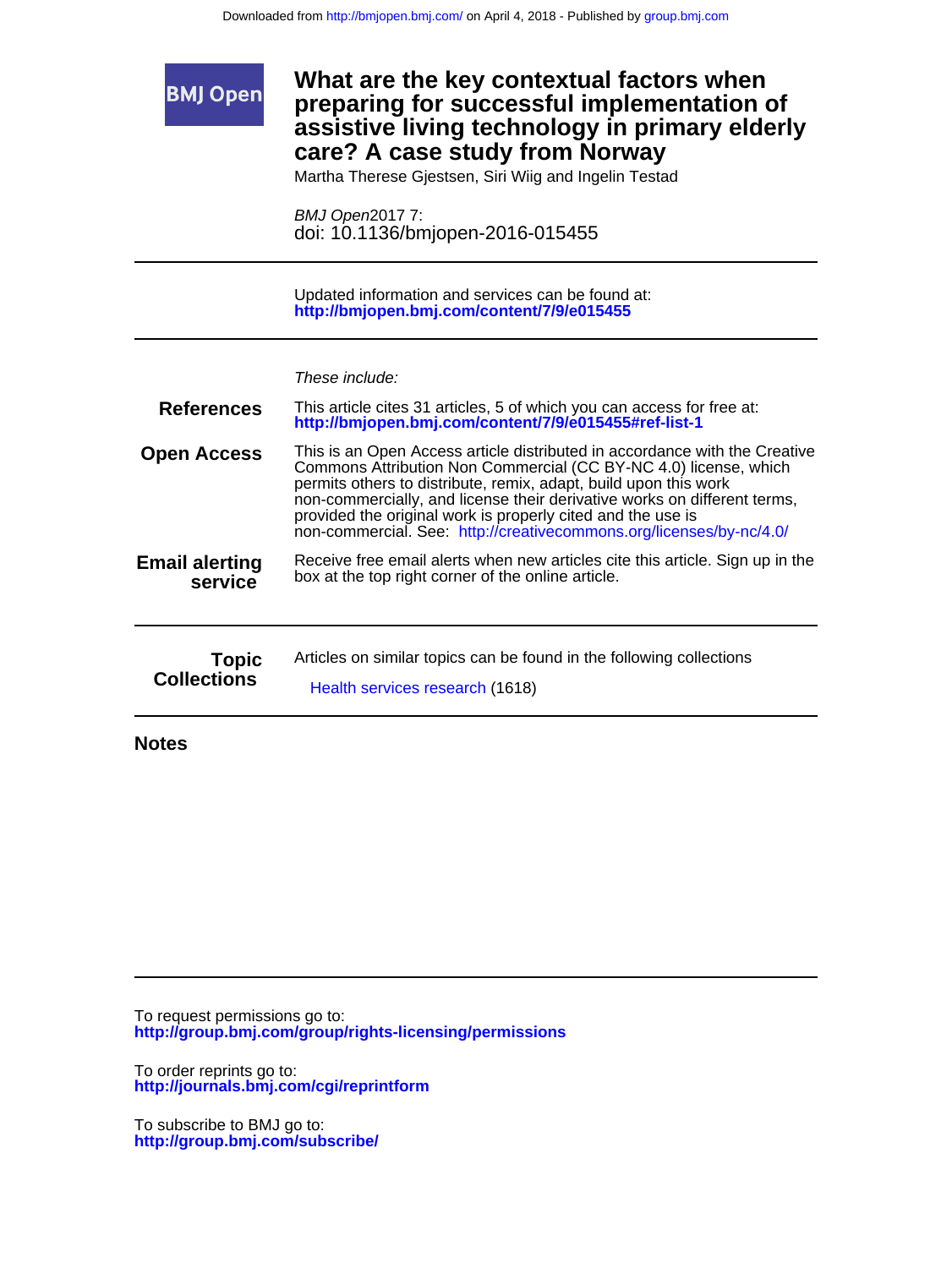# What are the key contextual factors when preparing for successful implementation of assistive living technology in primary elderly care? A case study from Norway

Martha Therese Gjestsen, Siri Wiig and Ingelin Testad

*BMJ Open*2017 7:
doi: 10.1136/bmjopen-2016-015455

Updated information and services can be found at:
**http://bmjopen.bmj.com/content/7/9/e015455**

*These include:*

**References**

This article cites 31 articles, 5 of which you can access for free at:
**http://bmjopen.bmj.com/content/7/9/e015455#ref-list-1**

**Open Access**

This is an Open Access article distributed in accordance with the Creative Commons Attribution Non Commercial (CC BY-NC 4.0) license, which permits others to distribute, remix, adapt, build upon this work non-commercially, and license their derivative works on different terms, provided the original work is properly cited and the use is non-commercial. See: http://creativecommons.org/licenses/by-nc/4.0/

**Email alerting service**

Receive free email alerts when new articles cite this article. Sign up in the box at the top right corner of the online article.

**Topic Collections**

Articles on similar topics can be found in the following collections

Health services research (1618)

## Notes

To request permissions go to:
**http://group.bmj.com/group/rights-licensing/permissions**

To order reprints go to:
**http://journals.bmj.com/cgi/reprintform**

To subscribe to BMJ go to:
**http://group.bmj.com/subscribe/**